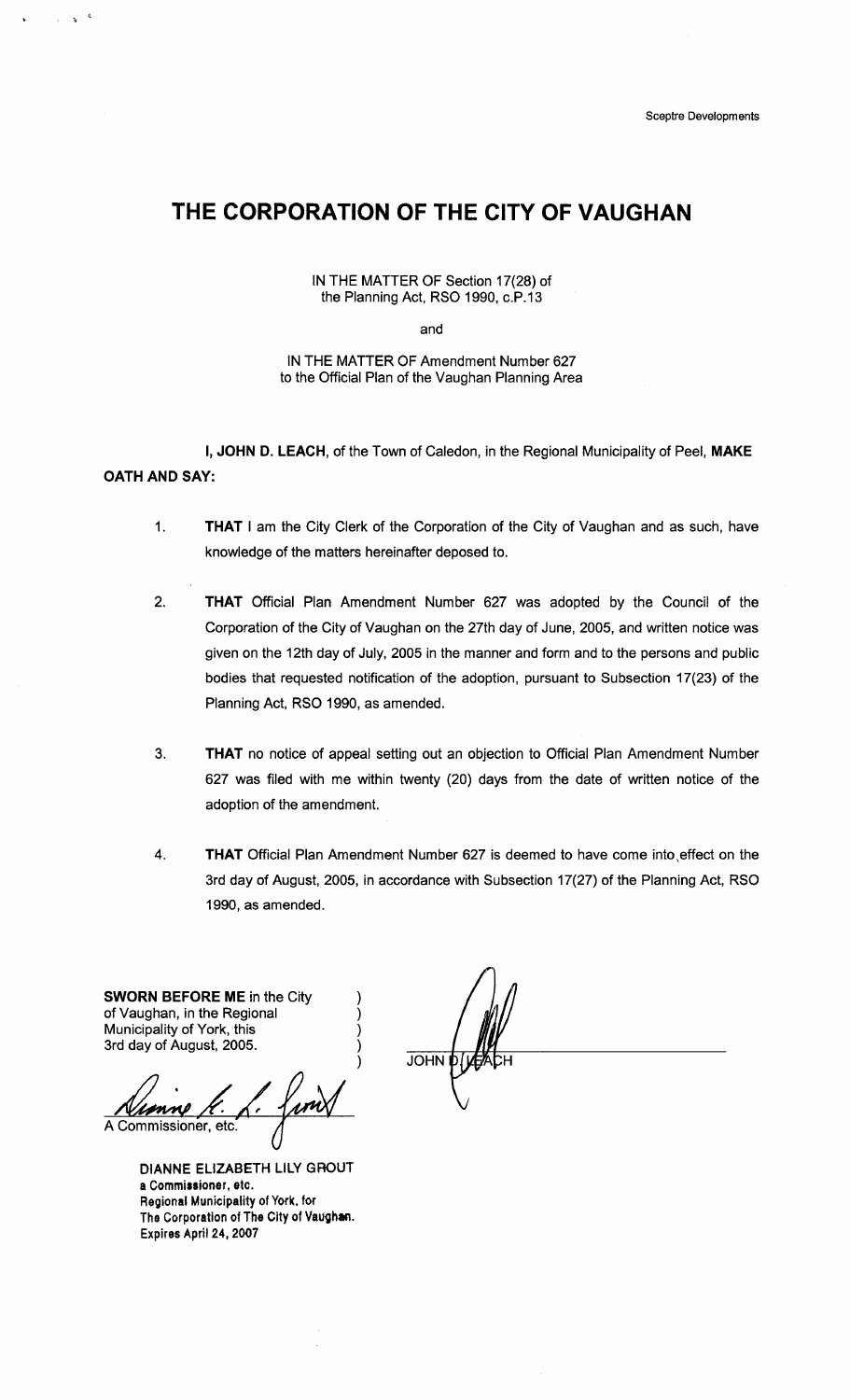Sceptre Developments

# THE CORPORATION OF THE CITY OF VAUGHAN

IN THE MATTER OF Section 17(28) of
the Planning Act, RSO 1990, c.P.13

and

IN THE MATTER OF Amendment Number 627
to the Official Plan of the Vaughan Planning Area

**I, JOHN D. LEACH**, of the Town of Caledon, in the Regional Municipality of Peel, **MAKE OATH AND SAY:**

1. **THAT** I am the City Clerk of the Corporation of the City of Vaughan and as such, have knowledge of the matters hereinafter deposed to.

2. **THAT** Official Plan Amendment Number 627 was adopted by the Council of the Corporation of the City of Vaughan on the 27th day of June, 2005, and written notice was given on the 12th day of July, 2005 in the manner and form and to the persons and public bodies that requested notification of the adoption, pursuant to Subsection 17(23) of the Planning Act, RSO 1990, as amended.

3. **THAT** no notice of appeal setting out an objection to Official Plan Amendment Number 627 was filed with me within twenty (20) days from the date of written notice of the adoption of the amendment.

4. **THAT** Official Plan Amendment Number 627 is deemed to have come into effect on the 3rd day of August, 2005, in accordance with Subsection 17(27) of the Planning Act, RSO 1990, as amended.

**SWORN BEFORE ME** in the City of Vaughan, in the Regional Municipality of York, this 3rd day of August, 2005.

A Commissioner, etc.

**DIANNE ELIZABETH LILY GROUT**
**a Commissioner, etc.**
**Regional Municipality of York, for**
**The Corporation of The City of Vaughan.**
**Expires April 24, 2007**

JOHN D. LEACH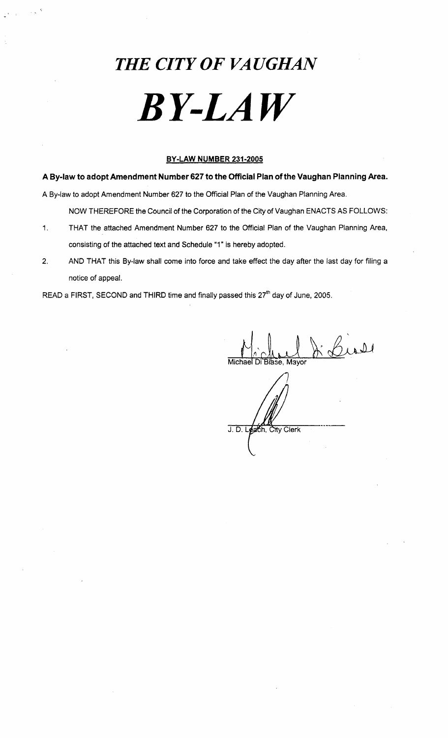# *THE CITY OF VAUGHAN*

# *BY-LAW*

**BY-LAW NUMBER 231-2005**

**A By-law to adopt Amendment Number 627 to the Official Plan of the Vaughan Planning Area.**

A By-law to adopt Amendment Number 627 to the Official Plan of the Vaughan Planning Area.

NOW THEREFORE the Council of the Corporation of the City of Vaughan ENACTS AS FOLLOWS:

1. THAT the attached Amendment Number 627 to the Official Plan of the Vaughan Planning Area, consisting of the attached text and Schedule "1" is hereby adopted.

2. AND THAT this By-law shall come into force and take effect the day after the last day for filing a notice of appeal.

READ a FIRST, SECOND and THIRD time and finally passed this 27th day of June, 2005.

Michael Di Biase, Mayor

J. D. Leach, City Clerk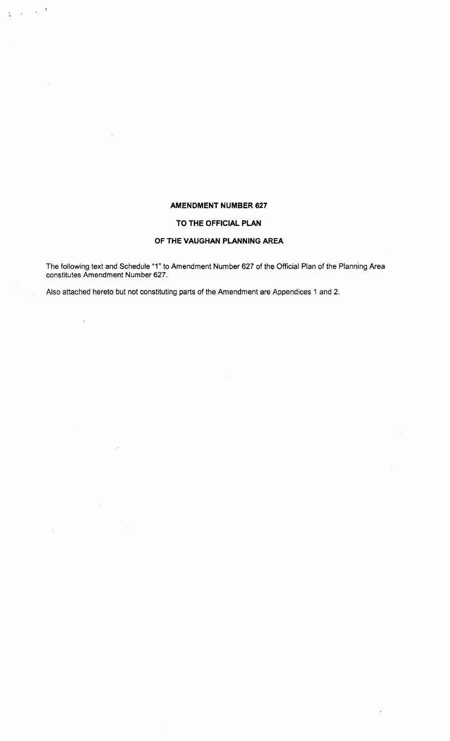**AMENDMENT NUMBER 627**

**TO THE OFFICIAL PLAN**

**OF THE VAUGHAN PLANNING AREA**

The following text and Schedule "1" to Amendment Number 627 of the Official Plan of the Planning Area constitutes Amendment Number 627.

Also attached hereto but not constituting parts of the Amendment are Appendices 1 and 2.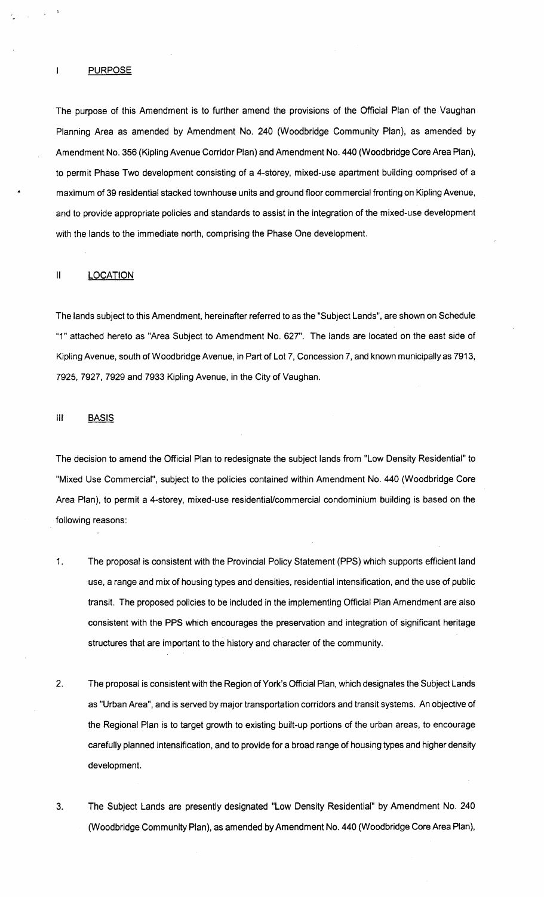## I PURPOSE

The purpose of this Amendment is to further amend the provisions of the Official Plan of the Vaughan Planning Area as amended by Amendment No. 240 (Woodbridge Community Plan), as amended by Amendment No. 356 (Kipling Avenue Corridor Plan) and Amendment No. 440 (Woodbridge Core Area Plan), to permit Phase Two development consisting of a 4-storey, mixed-use apartment building comprised of a maximum of 39 residential stacked townhouse units and ground floor commercial fronting on Kipling Avenue, and to provide appropriate policies and standards to assist in the integration of the mixed-use development with the lands to the immediate north, comprising the Phase One development.

## II LOCATION

The lands subject to this Amendment, hereinafter referred to as the "Subject Lands", are shown on Schedule "1" attached hereto as "Area Subject to Amendment No. 627". The lands are located on the east side of Kipling Avenue, south of Woodbridge Avenue, in Part of Lot 7, Concession 7, and known municipally as 7913, 7925, 7927, 7929 and 7933 Kipling Avenue, in the City of Vaughan.

## III BASIS

The decision to amend the Official Plan to redesignate the subject lands from "Low Density Residential" to "Mixed Use Commercial", subject to the policies contained within Amendment No. 440 (Woodbridge Core Area Plan), to permit a 4-storey, mixed-use residential/commercial condominium building is based on the following reasons:

1. The proposal is consistent with the Provincial Policy Statement (PPS) which supports efficient land use, a range and mix of housing types and densities, residential intensification, and the use of public transit. The proposed policies to be included in the implementing Official Plan Amendment are also consistent with the PPS which encourages the preservation and integration of significant heritage structures that are important to the history and character of the community.

2. The proposal is consistent with the Region of York's Official Plan, which designates the Subject Lands as "Urban Area", and is served by major transportation corridors and transit systems. An objective of the Regional Plan is to target growth to existing built-up portions of the urban areas, to encourage carefully planned intensification, and to provide for a broad range of housing types and higher density development.

3. The Subject Lands are presently designated "Low Density Residential" by Amendment No. 240 (Woodbridge Community Plan), as amended by Amendment No. 440 (Woodbridge Core Area Plan),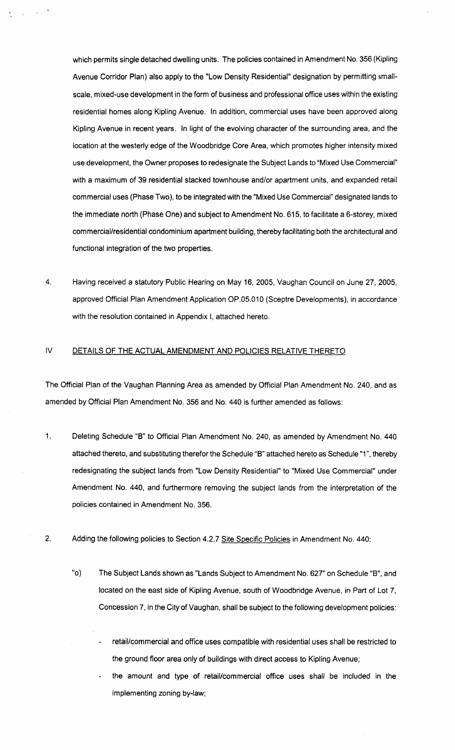which permits single detached dwelling units. The policies contained in Amendment No. 356 (Kipling Avenue Corridor Plan) also apply to the "Low Density Residential" designation by permitting small-scale, mixed-use development in the form of business and professional office uses within the existing residential homes along Kipling Avenue. In addition, commercial uses have been approved along Kipling Avenue in recent years. In light of the evolving character of the surrounding area, and the location at the westerly edge of the Woodbridge Core Area, which promotes higher intensity mixed use development, the Owner proposes to redesignate the Subject Lands to "Mixed Use Commercial" with a maximum of 39 residential stacked townhouse and/or apartment units, and expanded retail commercial uses (Phase Two), to be integrated with the "Mixed Use Commercial" designated lands to the immediate north (Phase One) and subject to Amendment No. 615, to facilitate a 6-storey, mixed commercial/residential condominium apartment building, thereby facilitating both the architectural and functional integration of the two properties.

4. Having received a statutory Public Hearing on May 16, 2005, Vaughan Council on June 27, 2005, approved Official Plan Amendment Application OP.05.010 (Sceptre Developments), in accordance with the resolution contained in Appendix I, attached hereto.

## IV DETAILS OF THE ACTUAL AMENDMENT AND POLICIES RELATIVE THERETO

The Official Plan of the Vaughan Planning Area as amended by Official Plan Amendment No. 240, and as amended by Official Plan Amendment No. 356 and No. 440 is further amended as follows:

1. Deleting Schedule "B" to Official Plan Amendment No. 240, as amended by Amendment No. 440 attached thereto, and substituting therefor the Schedule "B" attached hereto as Schedule "1", thereby redesignating the subject lands from "Low Density Residential" to "Mixed Use Commercial" under Amendment No. 440, and furthermore removing the subject lands from the interpretation of the policies contained in Amendment No. 356.

2. Adding the following policies to Section 4.2.7 Site Specific Policies in Amendment No. 440:

   "o) The Subject Lands shown as "Lands Subject to Amendment No. 627" on Schedule "B", and located on the east side of Kipling Avenue, south of Woodbridge Avenue, in Part of Lot 7, Concession 7, in the City of Vaughan, shall be subject to the following development policies:

   - retail/commercial and office uses compatible with residential uses shall be restricted to the ground floor area only of buildings with direct access to Kipling Avenue;
   - the amount and type of retail/commercial office uses shall be included in the implementing zoning by-law;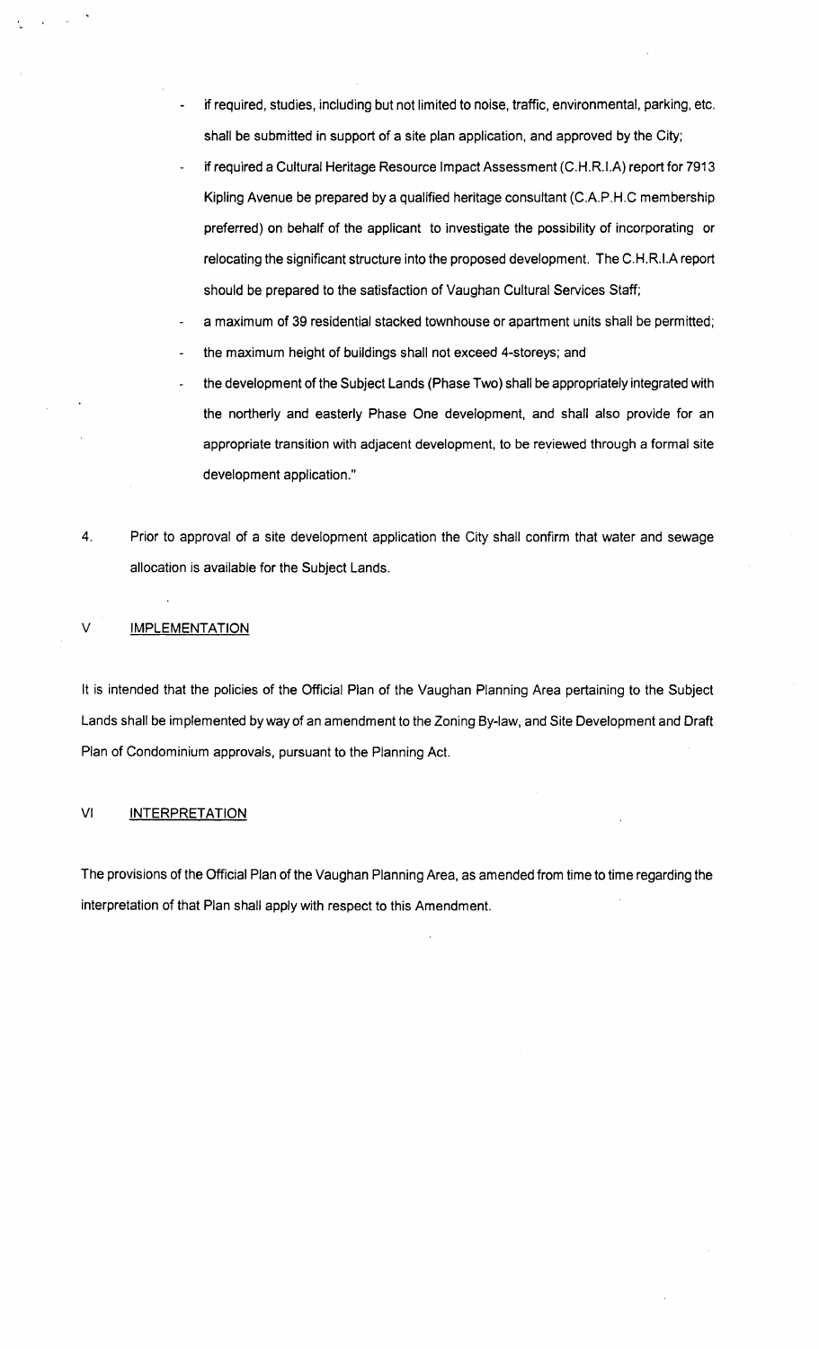- if required, studies, including but not limited to noise, traffic, environmental, parking, etc. shall be submitted in support of a site plan application, and approved by the City;
- if required a Cultural Heritage Resource Impact Assessment (C.H.R.I.A) report for 7913 Kipling Avenue be prepared by a qualified heritage consultant (C.A.P.H.C membership preferred) on behalf of the applicant to investigate the possibility of incorporating or relocating the significant structure into the proposed development. The C.H.R.I.A report should be prepared to the satisfaction of Vaughan Cultural Services Staff;
- a maximum of 39 residential stacked townhouse or apartment units shall be permitted;
- the maximum height of buildings shall not exceed 4-storeys; and
- the development of the Subject Lands (Phase Two) shall be appropriately integrated with the northerly and easterly Phase One development, and shall also provide for an appropriate transition with adjacent development, to be reviewed through a formal site development application."

4. Prior to approval of a site development application the City shall confirm that water and sewage allocation is available for the Subject Lands.

## V IMPLEMENTATION

It is intended that the policies of the Official Plan of the Vaughan Planning Area pertaining to the Subject Lands shall be implemented by way of an amendment to the Zoning By-law, and Site Development and Draft Plan of Condominium approvals, pursuant to the Planning Act.

## VI INTERPRETATION

The provisions of the Official Plan of the Vaughan Planning Area, as amended from time to time regarding the interpretation of that Plan shall apply with respect to this Amendment.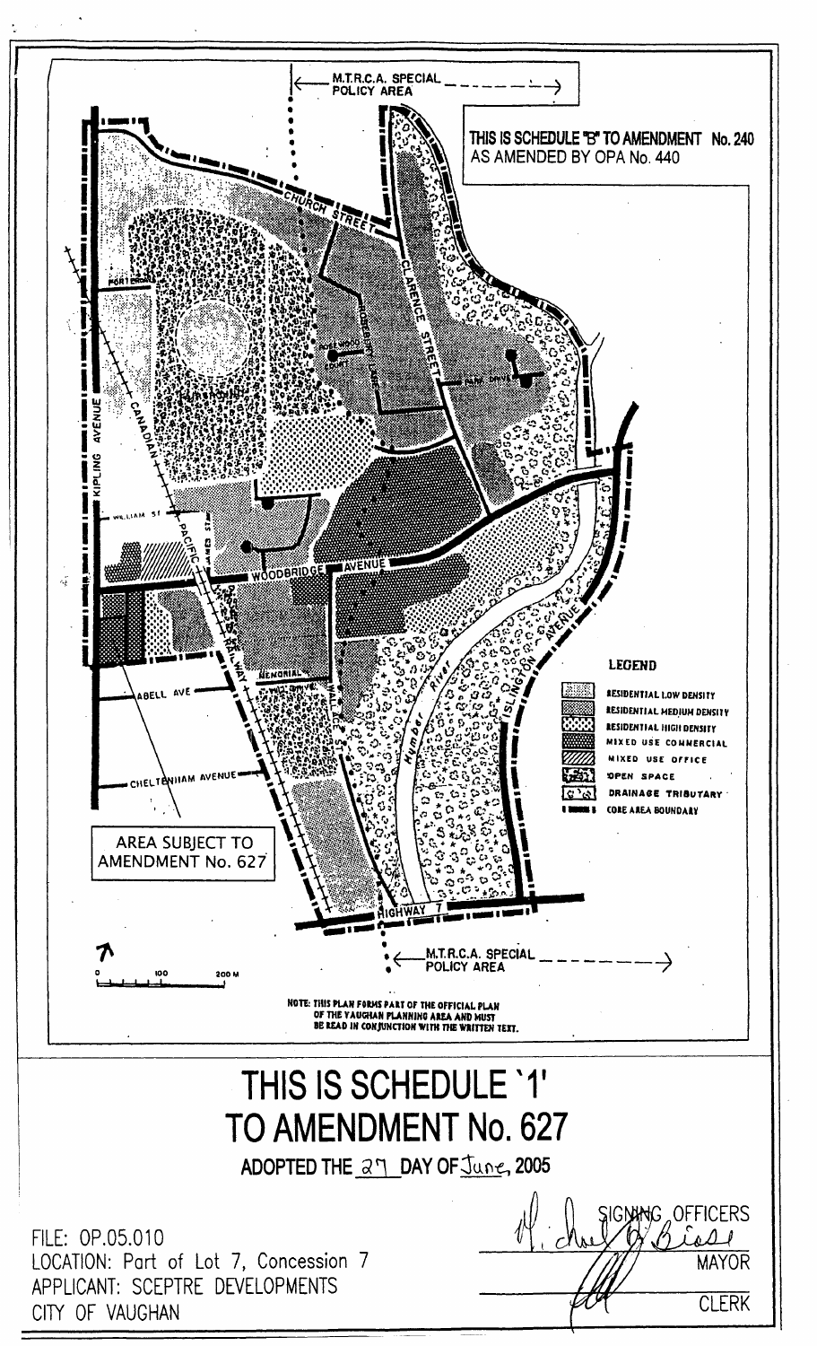M.T.R.C.A. SPECIAL POLICY AREA

THIS IS SCHEDULE "B" TO AMENDMENT No. 240
AS AMENDED BY OPA No. 440

CHURCH STREET

CLARENCE STREET

KIPLING AVENUE

CANADIAN PACIFIC RAILWAY

WILLIAM ST

WOODBRIDGE AVENUE

ABELL AVE

CHELTENHAM AVENUE

MEMORIAL

WALLACE ST

HIGHWAY 7

ISLINGTON AVENUE

Humber River

AREA SUBJECT TO AMENDMENT No. 627

M.T.R.C.A. SPECIAL POLICY AREA

0 100 200 M

**LEGEND**

- RESIDENTIAL LOW DENSITY
- RESIDENTIAL MEDIUM DENSITY
- RESIDENTIAL HIGH DENSITY
- MIXED USE COMMERCIAL
- MIXED USE OFFICE
- OPEN SPACE
- DRAINAGE TRIBUTARY
- CORE AREA BOUNDARY

NOTE: THIS PLAN FORMS PART OF THE OFFICIAL PLAN OF THE VAUGHAN PLANNING AREA AND MUST BE READ IN CONJUNCTION WITH THE WRITTEN TEXT.

# THIS IS SCHEDULE '1' TO AMENDMENT No. 627

ADOPTED THE 27 DAY OF June, 2005

FILE: OP.05.010
LOCATION: Part of Lot 7, Concession 7
APPLICANT: SCEPTRE DEVELOPMENTS
CITY OF VAUGHAN

SIGNING OFFICERS

MAYOR

CLERK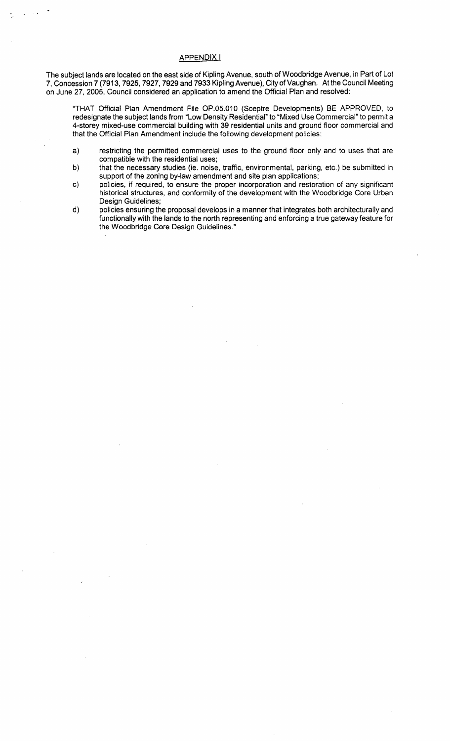## APPENDIX I

The subject lands are located on the east side of Kipling Avenue, south of Woodbridge Avenue, in Part of Lot 7, Concession 7 (7913, 7925, 7927, 7929 and 7933 Kipling Avenue), City of Vaughan. At the Council Meeting on June 27, 2005, Council considered an application to amend the Official Plan and resolved:

> "THAT Official Plan Amendment File OP.05.010 (Sceptre Developments) BE APPROVED, to redesignate the subject lands from "Low Density Residential" to "Mixed Use Commercial" to permit a 4-storey mixed-use commercial building with 39 residential units and ground floor commercial and that the Official Plan Amendment include the following development policies:
>
> a) restricting the permitted commercial uses to the ground floor only and to uses that are compatible with the residential uses;
>
> b) that the necessary studies (ie. noise, traffic, environmental, parking, etc.) be submitted in support of the zoning by-law amendment and site plan applications;
>
> c) policies, if required, to ensure the proper incorporation and restoration of any significant historical structures, and conformity of the development with the Woodbridge Core Urban Design Guidelines;
>
> d) policies ensuring the proposal develops in a manner that integrates both architecturally and functionally with the lands to the north representing and enforcing a true gateway feature for the Woodbridge Core Design Guidelines."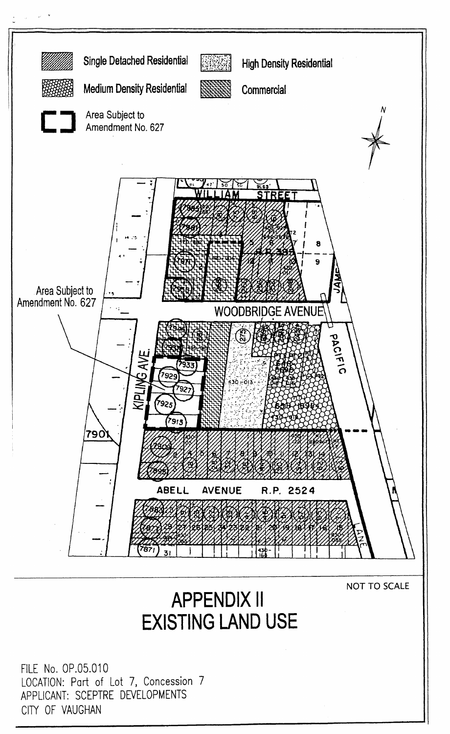Single Detached Residential

High Density Residential

Medium Density Residential

Commercial

Area Subject to Amendment No. 627

N

WILLIAM STREET

WOODBRIDGE AVENUE

PACIFIC

KIPLING AVE.

Area Subject to Amendment No. 627

ABELL AVENUE R.P. 2524

LANE

NOT TO SCALE

# APPENDIX II
# EXISTING LAND USE

FILE No. OP.05.010
LOCATION: Part of Lot 7, Concession 7
APPLICANT: SCEPTRE DEVELOPMENTS
CITY OF VAUGHAN